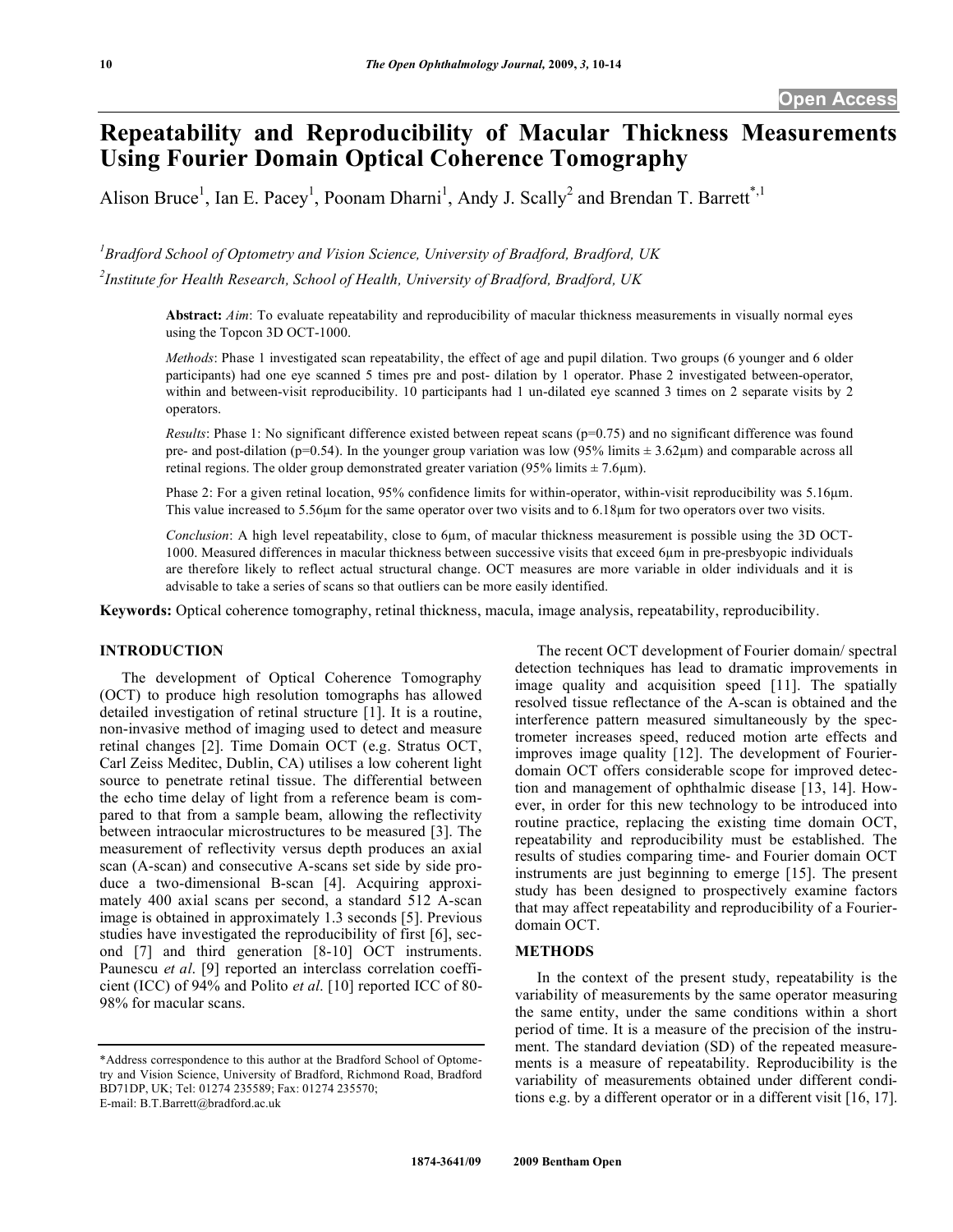# Repeatability and Reproducibility of Macular Thickness Measurements Using Fourier Domain Optical Coherence Tomography

Alison Bruce[1], Ian E. Pacey[1], Poonam Dharni[1], Andy J. Scally[2] and Brendan T. Barrett[*,1]

[1]*Bradford School of Optometry and Vision Science, University of Bradford, Bradford, UK*

[2]*Institute for Health Research, School of Health, University of Bradford, Bradford, UK*

**Abstract:** *Aim*: To evaluate repeatability and reproducibility of macular thickness measurements in visually normal eyes using the Topcon 3D OCT-1000.

*Methods*: Phase 1 investigated scan repeatability, the effect of age and pupil dilation. Two groups (6 younger and 6 older participants) had one eye scanned 5 times pre and post- dilation by 1 operator. Phase 2 investigated between-operator, within and between-visit reproducibility. 10 participants had 1 un-dilated eye scanned 3 times on 2 separate visits by 2 operators.

*Results*: Phase 1: No significant difference existed between repeat scans (p=0.75) and no significant difference was found pre- and post-dilation (p=0.54). In the younger group variation was low (95% limits ± 3.62µm) and comparable across all retinal regions. The older group demonstrated greater variation (95% limits ± 7.6µm).

Phase 2: For a given retinal location, 95% confidence limits for within-operator, within-visit reproducibility was 5.16µm. This value increased to 5.56µm for the same operator over two visits and to 6.18µm for two operators over two visits.

*Conclusion*: A high level repeatability, close to 6µm, of macular thickness measurement is possible using the 3D OCT-1000. Measured differences in macular thickness between successive visits that exceed 6µm in pre-presbyopic individuals are therefore likely to reflect actual structural change. OCT measures are more variable in older individuals and it is advisable to take a series of scans so that outliers can be more easily identified.

**Keywords:** Optical coherence tomography, retinal thickness, macula, image analysis, repeatability, reproducibility.

## INTRODUCTION

The development of Optical Coherence Tomography (OCT) to produce high resolution tomographs has allowed detailed investigation of retinal structure [1]. It is a routine, non-invasive method of imaging used to detect and measure retinal changes [2]. Time Domain OCT (e.g. Stratus OCT, Carl Zeiss Meditec, Dublin, CA) utilises a low coherent light source to penetrate retinal tissue. The differential between the echo time delay of light from a reference beam is compared to that from a sample beam, allowing the reflectivity between intraocular microstructures to be measured [3]. The measurement of reflectivity versus depth produces an axial scan (A-scan) and consecutive A-scans set side by side produce a two-dimensional B-scan [4]. Acquiring approximately 400 axial scans per second, a standard 512 A-scan image is obtained in approximately 1.3 seconds [5]. Previous studies have investigated the reproducibility of first [6], second [7] and third generation [8-10] OCT instruments. Paunescu *et al*. [9] reported an interclass correlation coefficient (ICC) of 94% and Polito *et al*. [10] reported ICC of 80-98% for macular scans.

The recent OCT development of Fourier domain/ spectral detection techniques has lead to dramatic improvements in image quality and acquisition speed [11]. The spatially resolved tissue reflectance of the A-scan is obtained and the interference pattern measured simultaneously by the spectrometer increases speed, reduced motion arte effects and improves image quality [12]. The development of Fourier-domain OCT offers considerable scope for improved detection and management of ophthalmic disease [13, 14]. However, in order for this new technology to be introduced into routine practice, replacing the existing time domain OCT, repeatability and reproducibility must be established. The results of studies comparing time- and Fourier domain OCT instruments are just beginning to emerge [15]. The present study has been designed to prospectively examine factors that may affect repeatability and reproducibility of a Fourier-domain OCT.

## METHODS

In the context of the present study, repeatability is the variability of measurements by the same operator measuring the same entity, under the same conditions within a short period of time. It is a measure of the precision of the instrument. The standard deviation (SD) of the repeated measurements is a measure of repeatability. Reproducibility is the variability of measurements obtained under different conditions e.g. by a different operator or in a different visit [16, 17].

*Address correspondence to this author at the Bradford School of Optometry and Vision Science, University of Bradford, Richmond Road, Bradford BD71DP, UK; Tel: 01274 235589; Fax: 01274 235570; E-mail: B.T.Barrett@bradford.ac.uk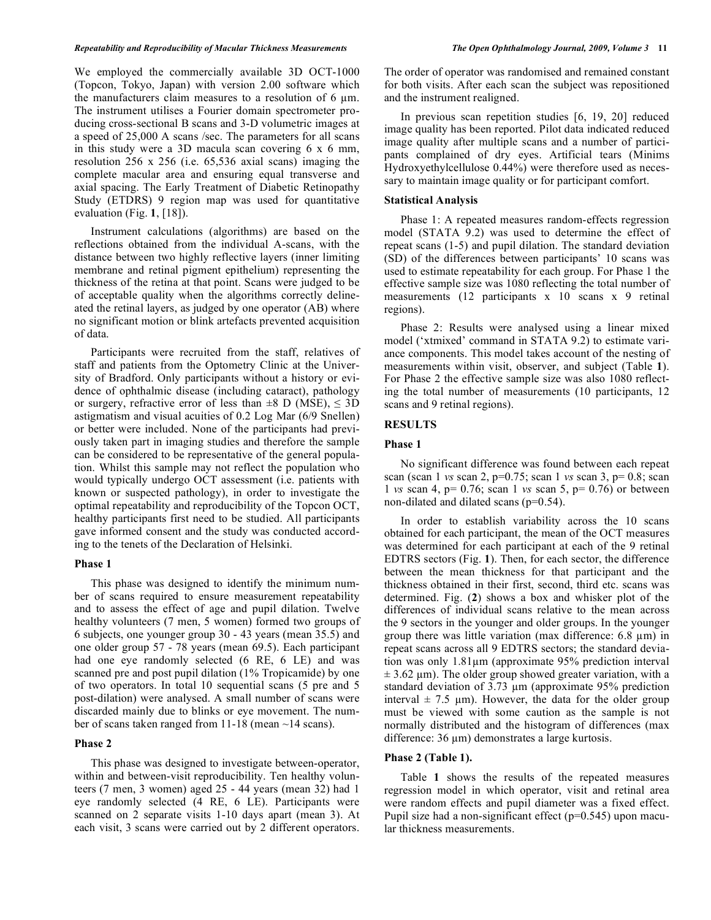We employed the commercially available 3D OCT-1000 (Topcon, Tokyo, Japan) with version 2.00 software which the manufacturers claim measures to a resolution of 6 µm. The instrument utilises a Fourier domain spectrometer producing cross-sectional B scans and 3-D volumetric images at a speed of 25,000 A scans /sec. The parameters for all scans in this study were a 3D macula scan covering 6 x 6 mm, resolution 256 x 256 (i.e. 65,536 axial scans) imaging the complete macular area and ensuring equal transverse and axial spacing. The Early Treatment of Diabetic Retinopathy Study (ETDRS) 9 region map was used for quantitative evaluation (Fig. **1**, [18]).

Instrument calculations (algorithms) are based on the reflections obtained from the individual A-scans, with the distance between two highly reflective layers (inner limiting membrane and retinal pigment epithelium) representing the thickness of the retina at that point. Scans were judged to be of acceptable quality when the algorithms correctly delineated the retinal layers, as judged by one operator (AB) where no significant motion or blink artefacts prevented acquisition of data.

Participants were recruited from the staff, relatives of staff and patients from the Optometry Clinic at the University of Bradford. Only participants without a history or evidence of ophthalmic disease (including cataract), pathology or surgery, refractive error of less than ±8 D (MSE), ≤ 3D astigmatism and visual acuities of 0.2 Log Mar (6/9 Snellen) or better were included. None of the participants had previously taken part in imaging studies and therefore the sample can be considered to be representative of the general population. Whilst this sample may not reflect the population who would typically undergo OCT assessment (i.e. patients with known or suspected pathology), in order to investigate the optimal repeatability and reproducibility of the Topcon OCT, healthy participants first need to be studied. All participants gave informed consent and the study was conducted according to the tenets of the Declaration of Helsinki.

**Phase 1**

This phase was designed to identify the minimum number of scans required to ensure measurement repeatability and to assess the effect of age and pupil dilation. Twelve healthy volunteers (7 men, 5 women) formed two groups of 6 subjects, one younger group 30 - 43 years (mean 35.5) and one older group 57 - 78 years (mean 69.5). Each participant had one eye randomly selected (6 RE, 6 LE) and was scanned pre and post pupil dilation (1% Tropicamide) by one of two operators. In total 10 sequential scans (5 pre and 5 post-dilation) were analysed. A small number of scans were discarded mainly due to blinks or eye movement. The number of scans taken ranged from 11-18 (mean ~14 scans).

**Phase 2**

This phase was designed to investigate between-operator, within and between-visit reproducibility. Ten healthy volunteers (7 men, 3 women) aged 25 - 44 years (mean 32) had 1 eye randomly selected (4 RE, 6 LE). Participants were scanned on 2 separate visits 1-10 days apart (mean 3). At each visit, 3 scans were carried out by 2 different operators. The order of operator was randomised and remained constant for both visits. After each scan the subject was repositioned and the instrument realigned.

In previous scan repetition studies [6, 19, 20] reduced image quality has been reported. Pilot data indicated reduced image quality after multiple scans and a number of participants complained of dry eyes. Artificial tears (Minims Hydroxyethylcellulose 0.44%) were therefore used as necessary to maintain image quality or for participant comfort.

**Statistical Analysis**

Phase 1: A repeated measures random-effects regression model (STATA 9.2) was used to determine the effect of repeat scans (1-5) and pupil dilation. The standard deviation (SD) of the differences between participants' 10 scans was used to estimate repeatability for each group. For Phase 1 the effective sample size was 1080 reflecting the total number of measurements (12 participants x 10 scans x 9 retinal regions).

Phase 2: Results were analysed using a linear mixed model ('xtmixed' command in STATA 9.2) to estimate variance components. This model takes account of the nesting of measurements within visit, observer, and subject (Table **1**). For Phase 2 the effective sample size was also 1080 reflecting the total number of measurements (10 participants, 12 scans and 9 retinal regions).

## RESULTS

**Phase 1**

No significant difference was found between each repeat scan (scan 1 *vs* scan 2, p=0.75; scan 1 *vs* scan 3, p= 0.8; scan 1 *vs* scan 4, p= 0.76; scan 1 *vs* scan 5, p= 0.76) or between non-dilated and dilated scans (p=0.54).

In order to establish variability across the 10 scans obtained for each participant, the mean of the OCT measures was determined for each participant at each of the 9 retinal EDTRS sectors (Fig. **1**). Then, for each sector, the difference between the mean thickness for that participant and the thickness obtained in their first, second, third etc. scans was determined. Fig. (**2**) shows a box and whisker plot of the differences of individual scans relative to the mean across the 9 sectors in the younger and older groups. In the younger group there was little variation (max difference: 6.8 µm) in repeat scans across all 9 EDTRS sectors; the standard deviation was only 1.81µm (approximate 95% prediction interval ± 3.62 µm). The older group showed greater variation, with a standard deviation of 3.73 µm (approximate 95% prediction interval ± 7.5 µm). However, the data for the older group must be viewed with some caution as the sample is not normally distributed and the histogram of differences (max difference: 36 µm) demonstrates a large kurtosis.

**Phase 2 (Table 1).**

Table **1** shows the results of the repeated measures regression model in which operator, visit and retinal area were random effects and pupil diameter was a fixed effect. Pupil size had a non-significant effect (p=0.545) upon macular thickness measurements.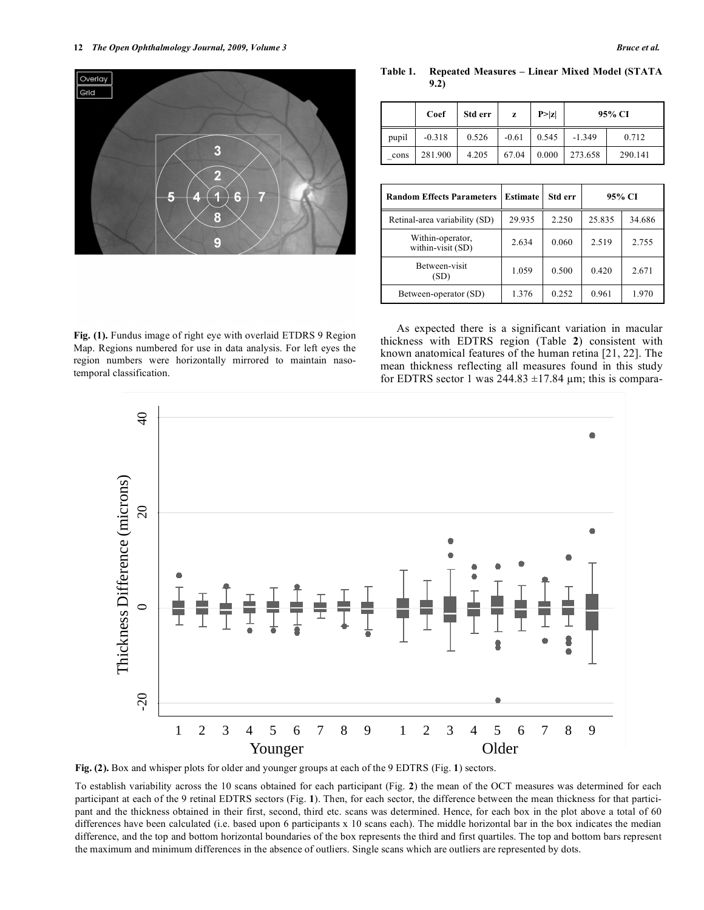Fig. (1). Fundus image of right eye with overlaid ETDRS 9 Region Map. Regions numbered for use in data analysis. For left eyes the region numbers were horizontally mirrored to maintain naso-temporal classification.

**Table 1. Repeated Measures – Linear Mixed Model (STATA 9.2)**

| | Coef | Std err | z | P>\|z\| | 95% CI | |
|---|---|---|---|---|---|---|
| pupil | -0.318 | 0.526 | -0.61 | 0.545 | -1.349 | 0.712 |
| _cons | 281.900 | 4.205 | 67.04 | 0.000 | 273.658 | 290.141 |

| Random Effects Parameters | Estimate | Std err | 95% CI | |
|---|---|---|---|---|
| Retinal-area variability (SD) | 29.935 | 2.250 | 25.835 | 34.686 |
| Within-operator, within-visit (SD) | 2.634 | 0.060 | 2.519 | 2.755 |
| Between-visit (SD) | 1.059 | 0.500 | 0.420 | 2.671 |
| Between-operator (SD) | 1.376 | 0.252 | 0.961 | 1.970 |

As expected there is a significant variation in macular thickness with EDTRS region (Table **2**) consistent with known anatomical features of the human retina [21, 22]. The mean thickness reflecting all measures found in this study for EDTRS sector 1 was 244.83 ±17.84 µm; this is compara-

Fig. (2). Box and whisper plots for older and younger groups at each of the 9 EDTRS (Fig. **1**) sectors.

To establish variability across the 10 scans obtained for each participant (Fig. **2**) the mean of the OCT measures was determined for each participant at each of the 9 retinal EDTRS sectors (Fig. **1**). Then, for each sector, the difference between the mean thickness for that participant and the thickness obtained in their first, second, third etc. scans was determined. Hence, for each box in the plot above a total of 60 differences have been calculated (i.e. based upon 6 participants x 10 scans each). The middle horizontal bar in the box indicates the median difference, and the top and bottom horizontal boundaries of the box represents the third and first quartiles. The top and bottom bars represent the maximum and minimum differences in the absence of outliers. Single scans which are outliers are represented by dots.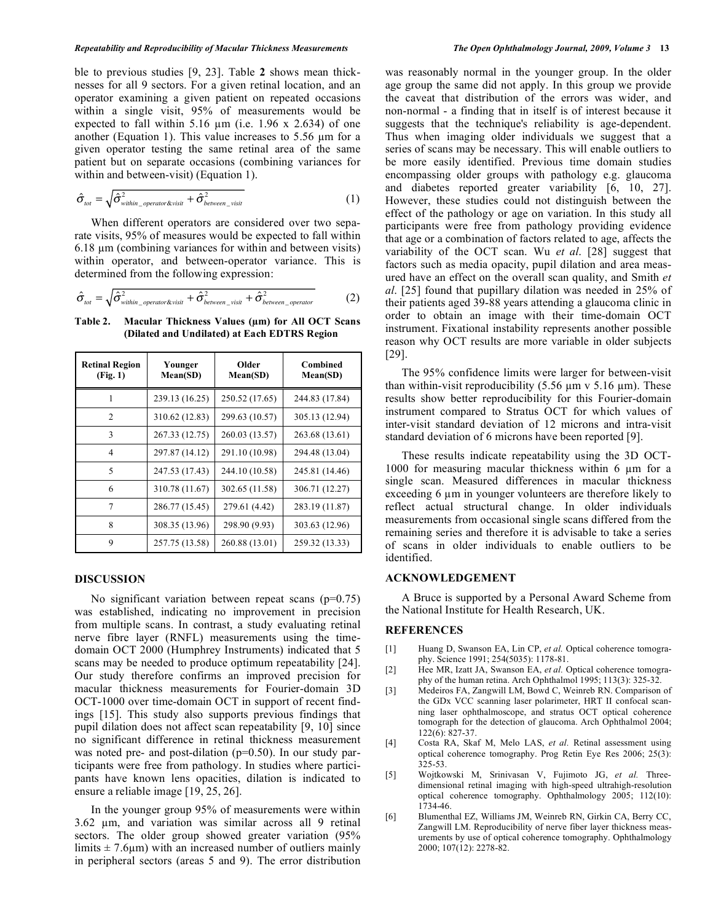ble to previous studies [9, 23]. Table **2** shows mean thicknesses for all 9 sectors. For a given retinal location, and an operator examining a given patient on repeated occasions within a single visit, 95% of measurements would be expected to fall within 5.16 µm (i.e. 1.96 x 2.634) of one another (Equation 1). This value increases to 5.56 µm for a given operator testing the same retinal area of the same patient but on separate occasions (combining variances for within and between-visit) (Equation 1).

$$\hat{\sigma}_{tot} = \sqrt{\hat{\sigma}^2_{within\_operator\&visit} + \hat{\sigma}^2_{between\_visit}} \quad (1)$$

When different operators are considered over two separate visits, 95% of measures would be expected to fall within 6.18 µm (combining variances for within and between visits) within operator, and between-operator variance. This is determined from the following expression:

$$\hat{\sigma}_{tot} = \sqrt{\hat{\sigma}^2_{within\_operator\&visit} + \hat{\sigma}^2_{between\_visit} + \hat{\sigma}^2_{between\_operator}} \quad (2)$$

**Table 2. Macular Thickness Values (µm) for All OCT Scans (Dilated and Undilated) at Each EDTRS Region**

| Retinal Region (Fig. 1) | Younger Mean(SD) | Older Mean(SD) | Combined Mean(SD) |
|---|---|---|---|
| 1 | 239.13 (16.25) | 250.52 (17.65) | 244.83 (17.84) |
| 2 | 310.62 (12.83) | 299.63 (10.57) | 305.13 (12.94) |
| 3 | 267.33 (12.75) | 260.03 (13.57) | 263.68 (13.61) |
| 4 | 297.87 (14.12) | 291.10 (10.98) | 294.48 (13.04) |
| 5 | 247.53 (17.43) | 244.10 (10.58) | 245.81 (14.46) |
| 6 | 310.78 (11.67) | 302.65 (11.58) | 306.71 (12.27) |
| 7 | 286.77 (15.45) | 279.61 (4.42) | 283.19 (11.87) |
| 8 | 308.35 (13.96) | 298.90 (9.93) | 303.63 (12.96) |
| 9 | 257.75 (13.58) | 260.88 (13.01) | 259.32 (13.33) |

## DISCUSSION

No significant variation between repeat scans (p=0.75) was established, indicating no improvement in precision from multiple scans. In contrast, a study evaluating retinal nerve fibre layer (RNFL) measurements using the time-domain OCT 2000 (Humphrey Instruments) indicated that 5 scans may be needed to produce optimum repeatability [24]. Our study therefore confirms an improved precision for macular thickness measurements for Fourier-domain 3D OCT-1000 over time-domain OCT in support of recent findings [15]. This study also supports previous findings that pupil dilation does not affect scan repeatability [9, 10] since no significant difference in retinal thickness measurement was noted pre- and post-dilation (p=0.50). In our study participants were free from pathology. In studies where participants have known lens opacities, dilation is indicated to ensure a reliable image [19, 25, 26].

In the younger group 95% of measurements were within 3.62 µm, and variation was similar across all 9 retinal sectors. The older group showed greater variation (95% limits ± 7.6µm) with an increased number of outliers mainly in peripheral sectors (areas 5 and 9). The error distribution was reasonably normal in the younger group. In the older age group the same did not apply. In this group we provide the caveat that distribution of the errors was wider, and non-normal - a finding that in itself is of interest because it suggests that the technique's reliability is age-dependent. Thus when imaging older individuals we suggest that a series of scans may be necessary. This will enable outliers to be more easily identified. Previous time domain studies encompassing older groups with pathology e.g. glaucoma and diabetes reported greater variability [6, 10, 27]. However, these studies could not distinguish between the effect of the pathology or age on variation. In this study all participants were free from pathology providing evidence that age or a combination of factors related to age, affects the variability of the OCT scan. Wu *et al*. [28] suggest that factors such as media opacity, pupil dilation and area measured have an effect on the overall scan quality, and Smith *et al*. [25] found that pupillary dilation was needed in 25% of their patients aged 39-88 years attending a glaucoma clinic in order to obtain an image with their time-domain OCT instrument. Fixational instability represents another possible reason why OCT results are more variable in older subjects [29].

The 95% confidence limits were larger for between-visit than within-visit reproducibility (5.56 µm v 5.16 µm). These results show better reproducibility for this Fourier-domain instrument compared to Stratus OCT for which values of inter-visit standard deviation of 12 microns and intra-visit standard deviation of 6 microns have been reported [9].

These results indicate repeatability using the 3D OCT-1000 for measuring macular thickness within 6 µm for a single scan. Measured differences in macular thickness exceeding 6 µm in younger volunteers are therefore likely to reflect actual structural change. In older individuals measurements from occasional single scans differed from the remaining series and therefore it is advisable to take a series of scans in older individuals to enable outliers to be identified.

## ACKNOWLEDGEMENT

A Bruce is supported by a Personal Award Scheme from the National Institute for Health Research, UK.

## REFERENCES

[1] Huang D, Swanson EA, Lin CP, *et al.* Optical coherence tomography. Science 1991; 254(5035): 1178-81.

[2] Hee MR, Izatt JA, Swanson EA, *et al.* Optical coherence tomography of the human retina. Arch Ophthalmol 1995; 113(3): 325-32.

[3] Medeiros FA, Zangwill LM, Bowd C, Weinreb RN. Comparison of the GDx VCC scanning laser polarimeter, HRT II confocal scanning laser ophthalmoscope, and stratus OCT optical coherence tomograph for the detection of glaucoma. Arch Ophthalmol 2004; 122(6): 827-37.

[4] Costa RA, Skaf M, Melo LAS, *et al.* Retinal assessment using optical coherence tomography. Prog Retin Eye Res 2006; 25(3): 325-53.

[5] Wojtkowski M, Srinivasan V, Fujimoto JG, *et al.* Three-dimensional retinal imaging with high-speed ultrahigh-resolution optical coherence tomography. Ophthalmology 2005; 112(10): 1734-46.

[6] Blumenthal EZ, Williams JM, Weinreb RN, Girkin CA, Berry CC, Zangwill LM. Reproducibility of nerve fiber layer thickness measurements by use of optical coherence tomography. Ophthalmology 2000; 107(12): 2278-82.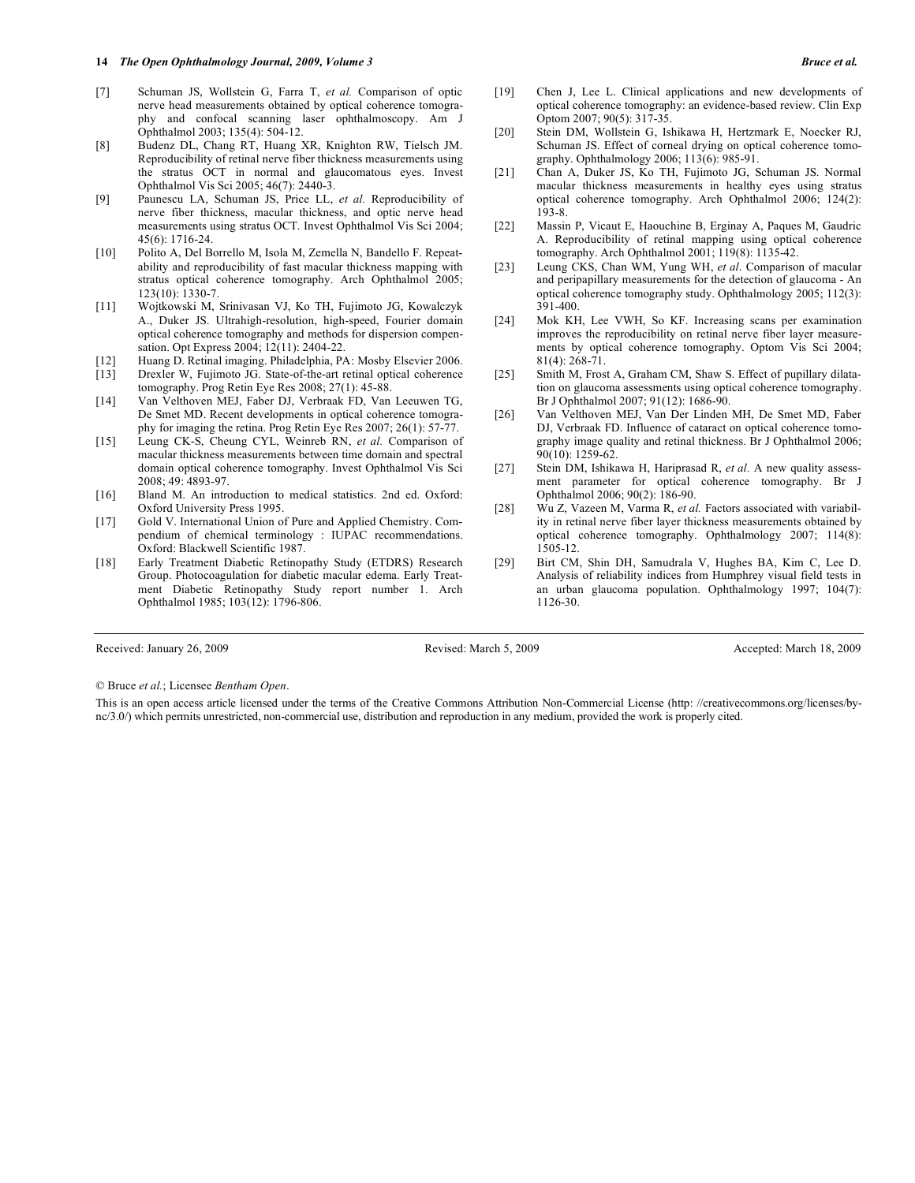[7] Schuman JS, Wollstein G, Farra T, *et al.* Comparison of optic nerve head measurements obtained by optical coherence tomography and confocal scanning laser ophthalmoscopy. Am J Ophthalmol 2003; 135(4): 504-12.

[8] Budenz DL, Chang RT, Huang XR, Knighton RW, Tielsch JM. Reproducibility of retinal nerve fiber thickness measurements using the stratus OCT in normal and glaucomatous eyes. Invest Ophthalmol Vis Sci 2005; 46(7): 2440-3.

[9] Paunescu LA, Schuman JS, Price LL, *et al.* Reproducibility of nerve fiber thickness, macular thickness, and optic nerve head measurements using stratus OCT. Invest Ophthalmol Vis Sci 2004; 45(6): 1716-24.

[10] Polito A, Del Borrello M, Isola M, Zemella N, Bandello F. Repeatability and reproducibility of fast macular thickness mapping with stratus optical coherence tomography. Arch Ophthalmol 2005; 123(10): 1330-7.

[11] Wojtkowski M, Srinivasan VJ, Ko TH, Fujimoto JG, Kowalczyk A., Duker JS. Ultrahigh-resolution, high-speed, Fourier domain optical coherence tomography and methods for dispersion compensation. Opt Express 2004; 12(11): 2404-22.

[12] Huang D. Retinal imaging. Philadelphia, PA: Mosby Elsevier 2006.

[13] Drexler W, Fujimoto JG. State-of-the-art retinal optical coherence tomography. Prog Retin Eye Res 2008; 27(1): 45-88.

[14] Van Velthoven MEJ, Faber DJ, Verbraak FD, Van Leeuwen TG, De Smet MD. Recent developments in optical coherence tomography for imaging the retina. Prog Retin Eye Res 2007; 26(1): 57-77.

[15] Leung CK-S, Cheung CYL, Weinreb RN, *et al.* Comparison of macular thickness measurements between time domain and spectral domain optical coherence tomography. Invest Ophthalmol Vis Sci 2008; 49: 4893-97.

[16] Bland M. An introduction to medical statistics. 2nd ed. Oxford: Oxford University Press 1995.

[17] Gold V. International Union of Pure and Applied Chemistry. Compendium of chemical terminology : IUPAC recommendations. Oxford: Blackwell Scientific 1987.

[18] Early Treatment Diabetic Retinopathy Study (ETDRS) Research Group. Photocoagulation for diabetic macular edema. Early Treatment Diabetic Retinopathy Study report number 1. Arch Ophthalmol 1985; 103(12): 1796-806.

[19] Chen J, Lee L. Clinical applications and new developments of optical coherence tomography: an evidence-based review. Clin Exp Optom 2007; 90(5): 317-35.

[20] Stein DM, Wollstein G, Ishikawa H, Hertzmark E, Noecker RJ, Schuman JS. Effect of corneal drying on optical coherence tomography. Ophthalmology 2006; 113(6): 985-91.

[21] Chan A, Duker JS, Ko TH, Fujimoto JG, Schuman JS. Normal macular thickness measurements in healthy eyes using stratus optical coherence tomography. Arch Ophthalmol 2006; 124(2): 193-8.

[22] Massin P, Vicaut E, Haouchine B, Erginay A, Paques M, Gaudric A. Reproducibility of retinal mapping using optical coherence tomography. Arch Ophthalmol 2001; 119(8): 1135-42.

[23] Leung CKS, Chan WM, Yung WH, *et al*. Comparison of macular and peripapillary measurements for the detection of glaucoma - An optical coherence tomography study. Ophthalmology 2005; 112(3): 391-400.

[24] Mok KH, Lee VWH, So KF. Increasing scans per examination improves the reproducibility on retinal nerve fiber layer measurements by optical coherence tomography. Optom Vis Sci 2004; 81(4): 268-71.

[25] Smith M, Frost A, Graham CM, Shaw S. Effect of pupillary dilatation on glaucoma assessments using optical coherence tomography. Br J Ophthalmol 2007; 91(12): 1686-90.

[26] Van Velthoven MEJ, Van Der Linden MH, De Smet MD, Faber DJ, Verbraak FD. Influence of cataract on optical coherence tomography image quality and retinal thickness. Br J Ophthalmol 2006; 90(10): 1259-62.

[27] Stein DM, Ishikawa H, Hariprasad R, *et al.* A new quality assessment parameter for optical coherence tomography. Br J Ophthalmol 2006; 90(2): 186-90.

[28] Wu Z, Vazeen M, Varma R, *et al.* Factors associated with variability in retinal nerve fiber layer thickness measurements obtained by optical coherence tomography. Ophthalmology 2007; 114(8): 1505-12.

[29] Birt CM, Shin DH, Samudrala V, Hughes BA, Kim C, Lee D. Analysis of reliability indices from Humphrey visual field tests in an urban glaucoma population. Ophthalmology 1997; 104(7): 1126-30.

---

Received: January 26, 2009 Revised: March 5, 2009 Accepted: March 18, 2009

© Bruce *et al.*; Licensee *Bentham Open*.

This is an open access article licensed under the terms of the Creative Commons Attribution Non-Commercial License (http: //creativecommons.org/licenses/by-nc/3.0/) which permits unrestricted, non-commercial use, distribution and reproduction in any medium, provided the work is properly cited.